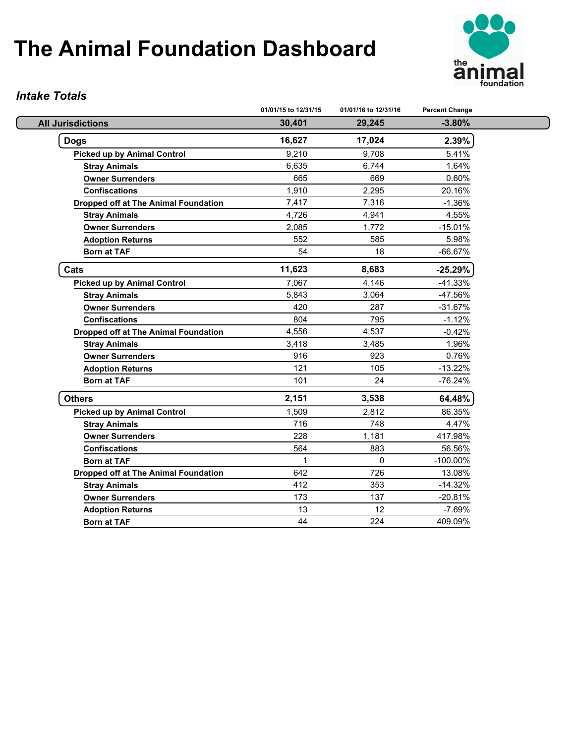# The Animal Foundation Dashboard

### *Intake Totals*

| | 01/01/15 to 12/31/15 | 01/01/16 to 12/31/16 | Percent Change |
|---|---|---|---|
| **All Jurisdictions** | **30,401** | **29,245** | **-3.80%** |
| **Dogs** | **16,627** | **17,024** | **2.39%** |
| **Picked up by Animal Control** | 9,210 | 9,708 | 5.41% |
| **Stray Animals** | 6,635 | 6,744 | 1.64% |
| **Owner Surrenders** | 665 | 669 | 0.60% |
| **Confiscations** | 1,910 | 2,295 | 20.16% |
| **Dropped off at The Animal Foundation** | 7,417 | 7,316 | -1.36% |
| **Stray Animals** | 4,726 | 4,941 | 4.55% |
| **Owner Surrenders** | 2,085 | 1,772 | -15.01% |
| **Adoption Returns** | 552 | 585 | 5.98% |
| **Born at TAF** | 54 | 18 | -66.67% |
| **Cats** | **11,623** | **8,683** | **-25.29%** |
| **Picked up by Animal Control** | 7,067 | 4,146 | -41.33% |
| **Stray Animals** | 5,843 | 3,064 | -47.56% |
| **Owner Surrenders** | 420 | 287 | -31.67% |
| **Confiscations** | 804 | 795 | -1.12% |
| **Dropped off at The Animal Foundation** | 4,556 | 4,537 | -0.42% |
| **Stray Animals** | 3,418 | 3,485 | 1.96% |
| **Owner Surrenders** | 916 | 923 | 0.76% |
| **Adoption Returns** | 121 | 105 | -13.22% |
| **Born at TAF** | 101 | 24 | -76.24% |
| **Others** | **2,151** | **3,538** | **64.48%** |
| **Picked up by Animal Control** | 1,509 | 2,812 | 86.35% |
| **Stray Animals** | 716 | 748 | 4.47% |
| **Owner Surrenders** | 228 | 1,181 | 417.98% |
| **Confiscations** | 564 | 883 | 56.56% |
| **Born at TAF** | 1 | 0 | -100.00% |
| **Dropped off at The Animal Foundation** | 642 | 726 | 13.08% |
| **Stray Animals** | 412 | 353 | -14.32% |
| **Owner Surrenders** | 173 | 137 | -20.81% |
| **Adoption Returns** | 13 | 12 | -7.69% |
| **Born at TAF** | 44 | 224 | 409.09% |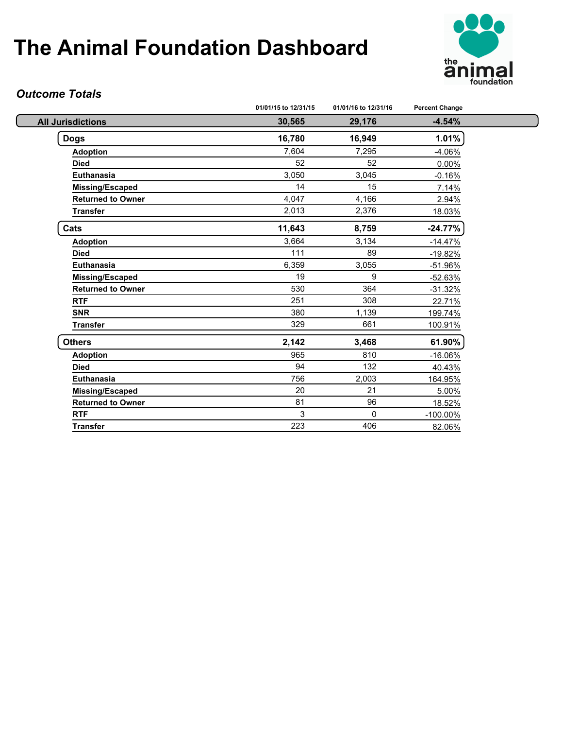# The Animal Foundation Dashboard

### *Outcome Totals*

| | 01/01/15 to 12/31/15 | 01/01/16 to 12/31/16 | Percent Change |
|---|---|---|---|
| **All Jurisdictions** | **30,565** | **29,176** | **-4.54%** |
| **Dogs** | **16,780** | **16,949** | **1.01%** |
| **Adoption** | 7,604 | 7,295 | -4.06% |
| **Died** | 52 | 52 | 0.00% |
| **Euthanasia** | 3,050 | 3,045 | -0.16% |
| **Missing/Escaped** | 14 | 15 | 7.14% |
| **Returned to Owner** | 4,047 | 4,166 | 2.94% |
| **Transfer** | 2,013 | 2,376 | 18.03% |
| **Cats** | **11,643** | **8,759** | **-24.77%** |
| **Adoption** | 3,664 | 3,134 | -14.47% |
| **Died** | 111 | 89 | -19.82% |
| **Euthanasia** | 6,359 | 3,055 | -51.96% |
| **Missing/Escaped** | 19 | 9 | -52.63% |
| **Returned to Owner** | 530 | 364 | -31.32% |
| **RTF** | 251 | 308 | 22.71% |
| **SNR** | 380 | 1,139 | 199.74% |
| **Transfer** | 329 | 661 | 100.91% |
| **Others** | **2,142** | **3,468** | **61.90%** |
| **Adoption** | 965 | 810 | -16.06% |
| **Died** | 94 | 132 | 40.43% |
| **Euthanasia** | 756 | 2,003 | 164.95% |
| **Missing/Escaped** | 20 | 21 | 5.00% |
| **Returned to Owner** | 81 | 96 | 18.52% |
| **RTF** | 3 | 0 | -100.00% |
| **Transfer** | 223 | 406 | 82.06% |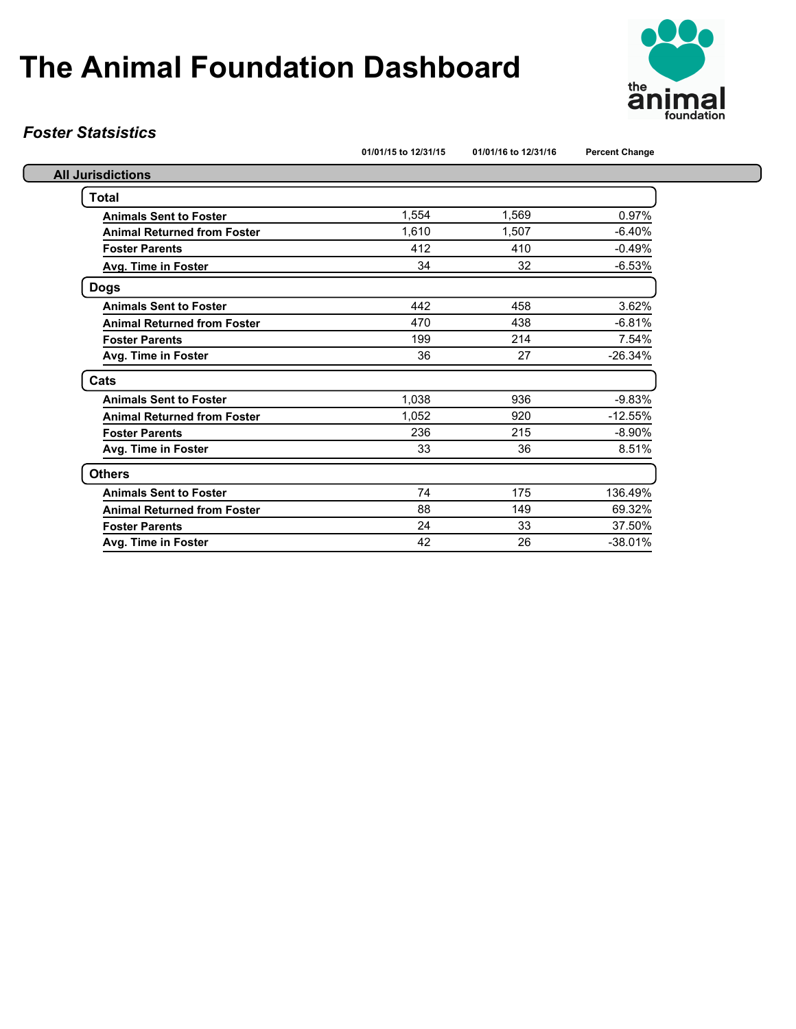# The Animal Foundation Dashboard

*Foster Statsistics*

| | 01/01/15 to 12/31/15 | 01/01/16 to 12/31/16 | Percent Change |
|---|---|---|---|
| **All Jurisdictions** | | | |
| **Total** | | | |
| **Animals Sent to Foster** | 1,554 | 1,569 | 0.97% |
| **Animal Returned from Foster** | 1,610 | 1,507 | -6.40% |
| **Foster Parents** | 412 | 410 | -0.49% |
| **Avg. Time in Foster** | 34 | 32 | -6.53% |
| **Dogs** | | | |
| **Animals Sent to Foster** | 442 | 458 | 3.62% |
| **Animal Returned from Foster** | 470 | 438 | -6.81% |
| **Foster Parents** | 199 | 214 | 7.54% |
| **Avg. Time in Foster** | 36 | 27 | -26.34% |
| **Cats** | | | |
| **Animals Sent to Foster** | 1,038 | 936 | -9.83% |
| **Animal Returned from Foster** | 1,052 | 920 | -12.55% |
| **Foster Parents** | 236 | 215 | -8.90% |
| **Avg. Time in Foster** | 33 | 36 | 8.51% |
| **Others** | | | |
| **Animals Sent to Foster** | 74 | 175 | 136.49% |
| **Animal Returned from Foster** | 88 | 149 | 69.32% |
| **Foster Parents** | 24 | 33 | 37.50% |
| **Avg. Time in Foster** | 42 | 26 | -38.01% |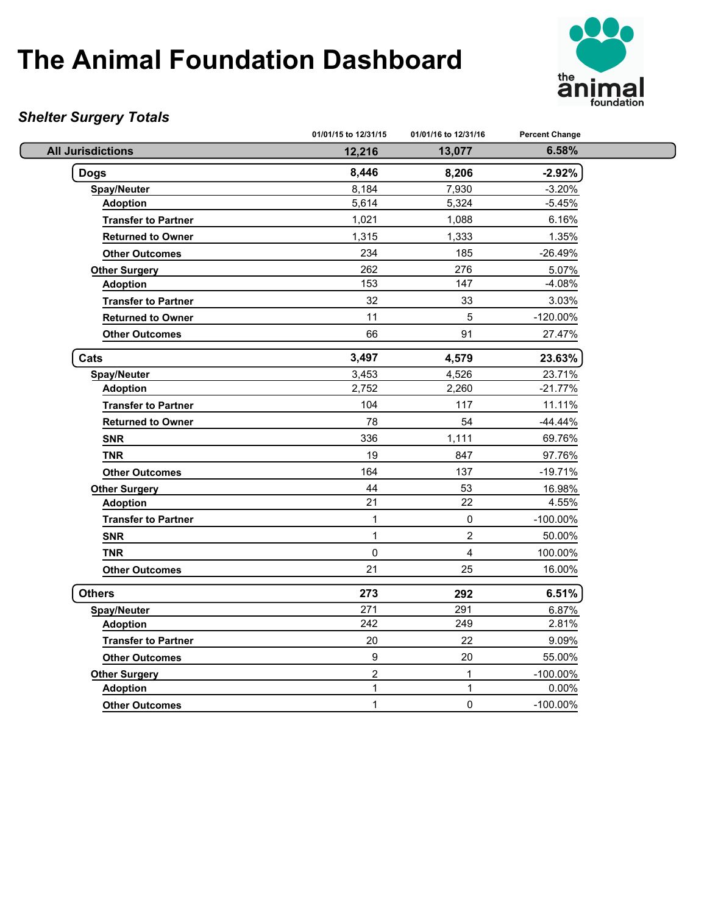# The Animal Foundation Dashboard

*Shelter Surgery Totals*

| | 01/01/15 to 12/31/15 | 01/01/16 to 12/31/16 | Percent Change |
|---|---|---|---|
| **All Jurisdictions** | **12,216** | **13,077** | **6.58%** |
| **Dogs** | **8,446** | **8,206** | **-2.92%** |
| **Spay/Neuter** | 8,184 | 7,930 | -3.20% |
| **Adoption** | 5,614 | 5,324 | -5.45% |
| **Transfer to Partner** | 1,021 | 1,088 | 6.16% |
| **Returned to Owner** | 1,315 | 1,333 | 1.35% |
| **Other Outcomes** | 234 | 185 | -26.49% |
| **Other Surgery** | 262 | 276 | 5.07% |
| **Adoption** | 153 | 147 | -4.08% |
| **Transfer to Partner** | 32 | 33 | 3.03% |
| **Returned to Owner** | 11 | 5 | -120.00% |
| **Other Outcomes** | 66 | 91 | 27.47% |
| **Cats** | **3,497** | **4,579** | **23.63%** |
| **Spay/Neuter** | 3,453 | 4,526 | 23.71% |
| **Adoption** | 2,752 | 2,260 | -21.77% |
| **Transfer to Partner** | 104 | 117 | 11.11% |
| **Returned to Owner** | 78 | 54 | -44.44% |
| **SNR** | 336 | 1,111 | 69.76% |
| **TNR** | 19 | 847 | 97.76% |
| **Other Outcomes** | 164 | 137 | -19.71% |
| **Other Surgery** | 44 | 53 | 16.98% |
| **Adoption** | 21 | 22 | 4.55% |
| **Transfer to Partner** | 1 | 0 | -100.00% |
| **SNR** | 1 | 2 | 50.00% |
| **TNR** | 0 | 4 | 100.00% |
| **Other Outcomes** | 21 | 25 | 16.00% |
| **Others** | **273** | **292** | **6.51%** |
| **Spay/Neuter** | 271 | 291 | 6.87% |
| **Adoption** | 242 | 249 | 2.81% |
| **Transfer to Partner** | 20 | 22 | 9.09% |
| **Other Outcomes** | 9 | 20 | 55.00% |
| **Other Surgery** | 2 | 1 | -100.00% |
| **Adoption** | 1 | 1 | 0.00% |
| **Other Outcomes** | 1 | 0 | -100.00% |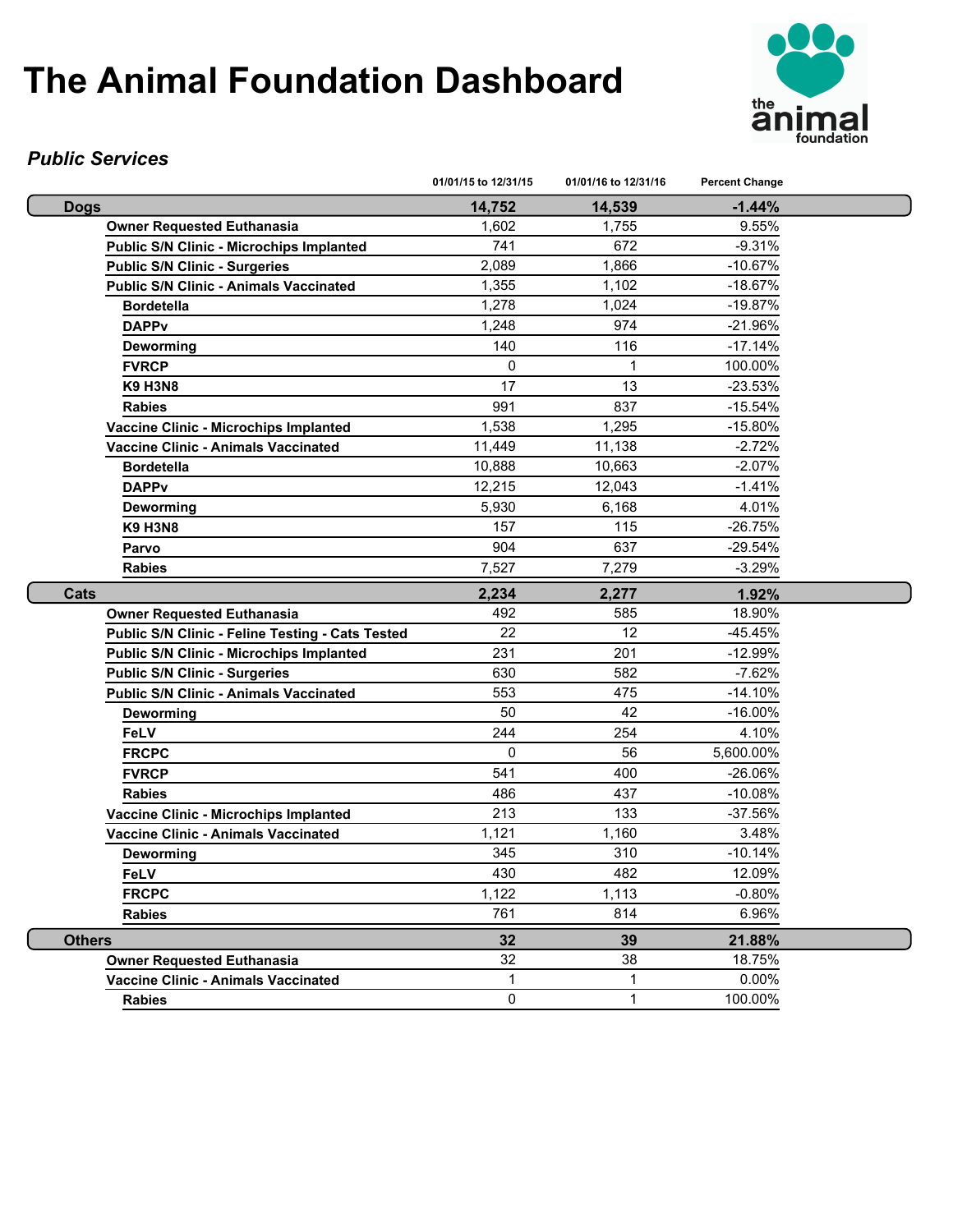# The Animal Foundation Dashboard

### *Public Services*

| | 01/01/15 to 12/31/15 | 01/01/16 to 12/31/16 | Percent Change |
|---|---|---|---|
| **Dogs** | **14,752** | **14,539** | **-1.44%** |
| **Owner Requested Euthanasia** | 1,602 | 1,755 | 9.55% |
| **Public S/N Clinic - Microchips Implanted** | 741 | 672 | -9.31% |
| **Public S/N Clinic - Surgeries** | 2,089 | 1,866 | -10.67% |
| **Public S/N Clinic - Animals Vaccinated** | 1,355 | 1,102 | -18.67% |
| **Bordetella** | 1,278 | 1,024 | -19.87% |
| **DAPPv** | 1,248 | 974 | -21.96% |
| **Deworming** | 140 | 116 | -17.14% |
| **FVRCP** | 0 | 1 | 100.00% |
| **K9 H3N8** | 17 | 13 | -23.53% |
| **Rabies** | 991 | 837 | -15.54% |
| **Vaccine Clinic - Microchips Implanted** | 1,538 | 1,295 | -15.80% |
| **Vaccine Clinic - Animals Vaccinated** | 11,449 | 11,138 | -2.72% |
| **Bordetella** | 10,888 | 10,663 | -2.07% |
| **DAPPv** | 12,215 | 12,043 | -1.41% |
| **Deworming** | 5,930 | 6,168 | 4.01% |
| **K9 H3N8** | 157 | 115 | -26.75% |
| **Parvo** | 904 | 637 | -29.54% |
| **Rabies** | 7,527 | 7,279 | -3.29% |
| **Cats** | **2,234** | **2,277** | **1.92%** |
| **Owner Requested Euthanasia** | 492 | 585 | 18.90% |
| **Public S/N Clinic - Feline Testing - Cats Tested** | 22 | 12 | -45.45% |
| **Public S/N Clinic - Microchips Implanted** | 231 | 201 | -12.99% |
| **Public S/N Clinic - Surgeries** | 630 | 582 | -7.62% |
| **Public S/N Clinic - Animals Vaccinated** | 553 | 475 | -14.10% |
| **Deworming** | 50 | 42 | -16.00% |
| **FeLV** | 244 | 254 | 4.10% |
| **FRCPC** | 0 | 56 | 5,600.00% |
| **FVRCP** | 541 | 400 | -26.06% |
| **Rabies** | 486 | 437 | -10.08% |
| **Vaccine Clinic - Microchips Implanted** | 213 | 133 | -37.56% |
| **Vaccine Clinic - Animals Vaccinated** | 1,121 | 1,160 | 3.48% |
| **Deworming** | 345 | 310 | -10.14% |
| **FeLV** | 430 | 482 | 12.09% |
| **FRCPC** | 1,122 | 1,113 | -0.80% |
| **Rabies** | 761 | 814 | 6.96% |
| **Others** | **32** | **39** | **21.88%** |
| **Owner Requested Euthanasia** | 32 | 38 | 18.75% |
| **Vaccine Clinic - Animals Vaccinated** | 1 | 1 | 0.00% |
| **Rabies** | 0 | 1 | 100.00% |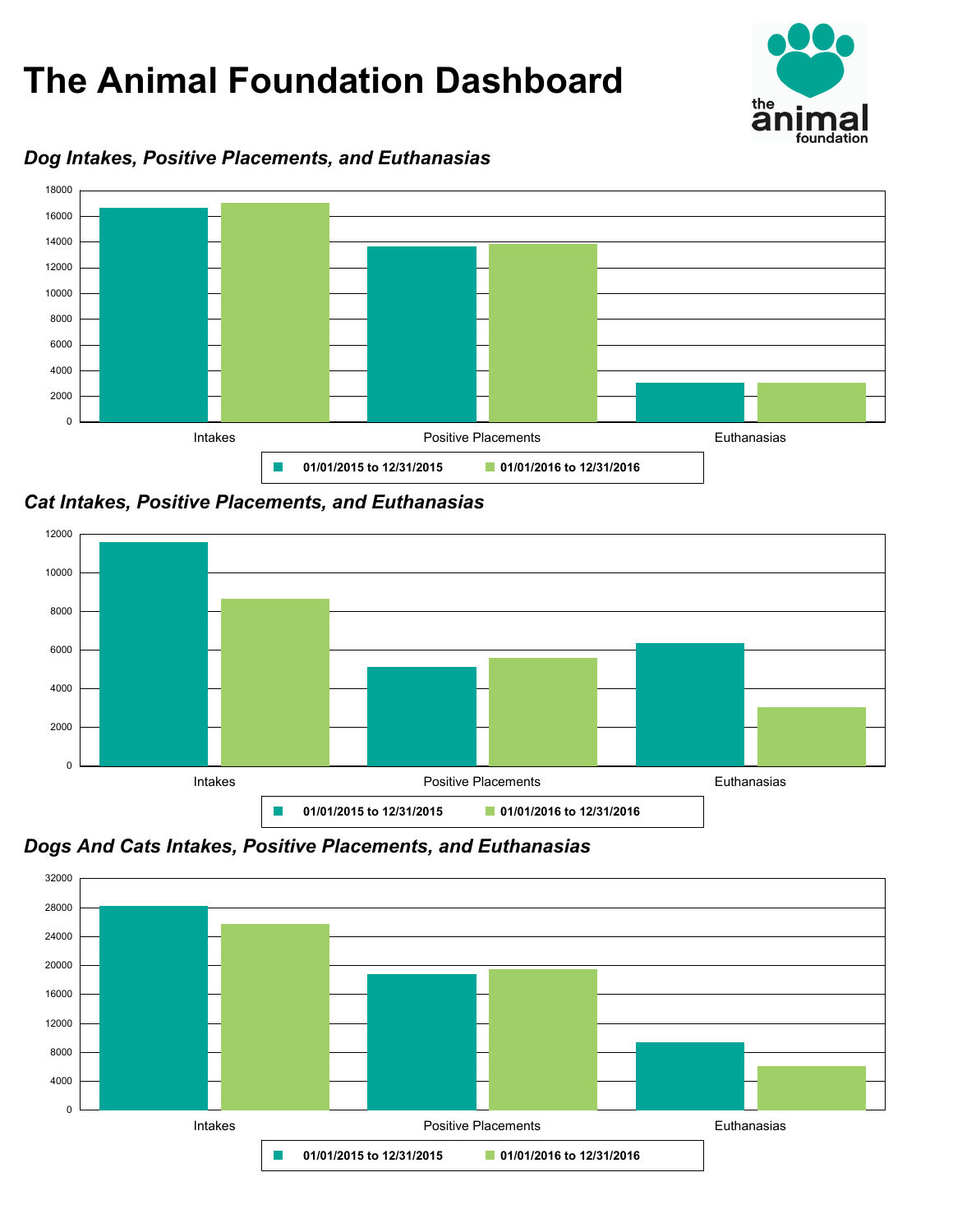# The Animal Foundation Dashboard

*Dog Intakes, Positive Placements, and Euthanasias*

18000
16000
14000
12000
10000
8000
6000
4000
2000
0

Intakes Positive Placements Euthanasias

01/01/2015 to 12/31/2015 01/01/2016 to 12/31/2016

*Cat Intakes, Positive Placements, and Euthanasias*

12000
10000
8000
6000
4000
2000
0

Intakes Positive Placements Euthanasias

01/01/2015 to 12/31/2015 01/01/2016 to 12/31/2016

*Dogs And Cats Intakes, Positive Placements, and Euthanasias*

32000
28000
24000
20000
16000
12000
8000
4000
0

Intakes Positive Placements Euthanasias

01/01/2015 to 12/31/2015 01/01/2016 to 12/31/2016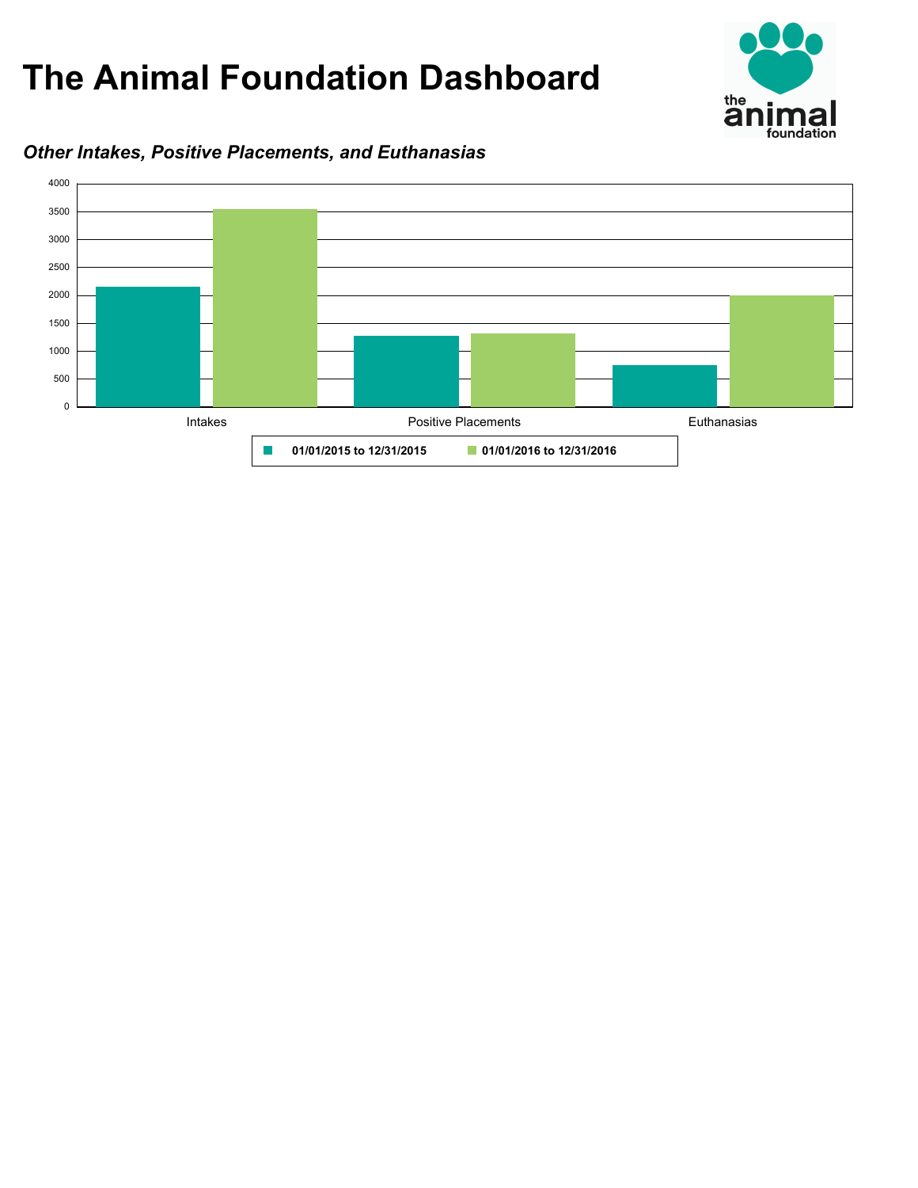# The Animal Foundation Dashboard

***Other Intakes, Positive Placements, and Euthanasias***

4000
3500
3000
2500
2000
1500
1000
500
0

Intakes Positive Placements Euthanasias

**01/01/2015 to 12/31/2015** **01/01/2016 to 12/31/2016**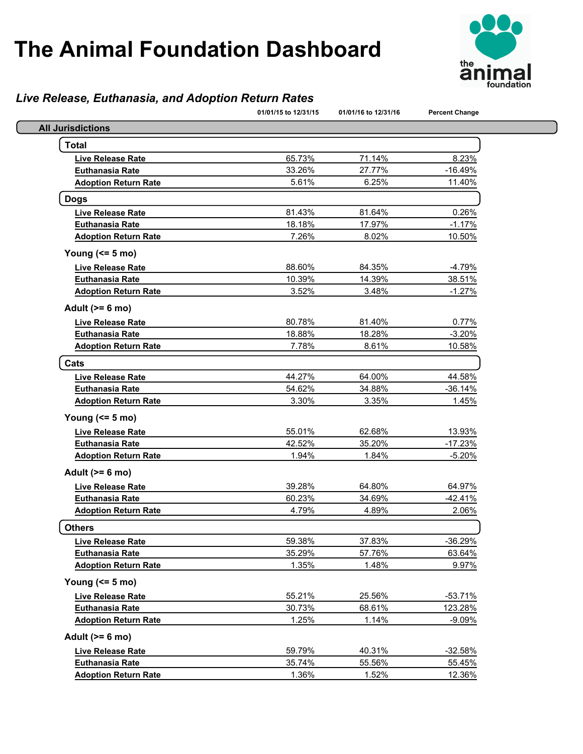# The Animal Foundation Dashboard

## *Live Release, Euthanasia, and Adoption Return Rates*

| | 01/01/15 to 12/31/15 | 01/01/16 to 12/31/16 | Percent Change |
|---|---|---|---|
| **All Jurisdictions** | | | |
| **Total** | | | |
| Live Release Rate | 65.73% | 71.14% | 8.23% |
| Euthanasia Rate | 33.26% | 27.77% | -16.49% |
| Adoption Return Rate | 5.61% | 6.25% | 11.40% |
| **Dogs** | | | |
| Live Release Rate | 81.43% | 81.64% | 0.26% |
| Euthanasia Rate | 18.18% | 17.97% | -1.17% |
| Adoption Return Rate | 7.26% | 8.02% | 10.50% |
| **Young (<= 5 mo)** | | | |
| Live Release Rate | 88.60% | 84.35% | -4.79% |
| Euthanasia Rate | 10.39% | 14.39% | 38.51% |
| Adoption Return Rate | 3.52% | 3.48% | -1.27% |
| **Adult (>= 6 mo)** | | | |
| Live Release Rate | 80.78% | 81.40% | 0.77% |
| Euthanasia Rate | 18.88% | 18.28% | -3.20% |
| Adoption Return Rate | 7.78% | 8.61% | 10.58% |
| **Cats** | | | |
| Live Release Rate | 44.27% | 64.00% | 44.58% |
| Euthanasia Rate | 54.62% | 34.88% | -36.14% |
| Adoption Return Rate | 3.30% | 3.35% | 1.45% |
| **Young (<= 5 mo)** | | | |
| Live Release Rate | 55.01% | 62.68% | 13.93% |
| Euthanasia Rate | 42.52% | 35.20% | -17.23% |
| Adoption Return Rate | 1.94% | 1.84% | -5.20% |
| **Adult (>= 6 mo)** | | | |
| Live Release Rate | 39.28% | 64.80% | 64.97% |
| Euthanasia Rate | 60.23% | 34.69% | -42.41% |
| Adoption Return Rate | 4.79% | 4.89% | 2.06% |
| **Others** | | | |
| Live Release Rate | 59.38% | 37.83% | -36.29% |
| Euthanasia Rate | 35.29% | 57.76% | 63.64% |
| Adoption Return Rate | 1.35% | 1.48% | 9.97% |
| **Young (<= 5 mo)** | | | |
| Live Release Rate | 55.21% | 25.56% | -53.71% |
| Euthanasia Rate | 30.73% | 68.61% | 123.28% |
| Adoption Return Rate | 1.25% | 1.14% | -9.09% |
| **Adult (>= 6 mo)** | | | |
| Live Release Rate | 59.79% | 40.31% | -32.58% |
| Euthanasia Rate | 35.74% | 55.56% | 55.45% |
| Adoption Return Rate | 1.36% | 1.52% | 12.36% |